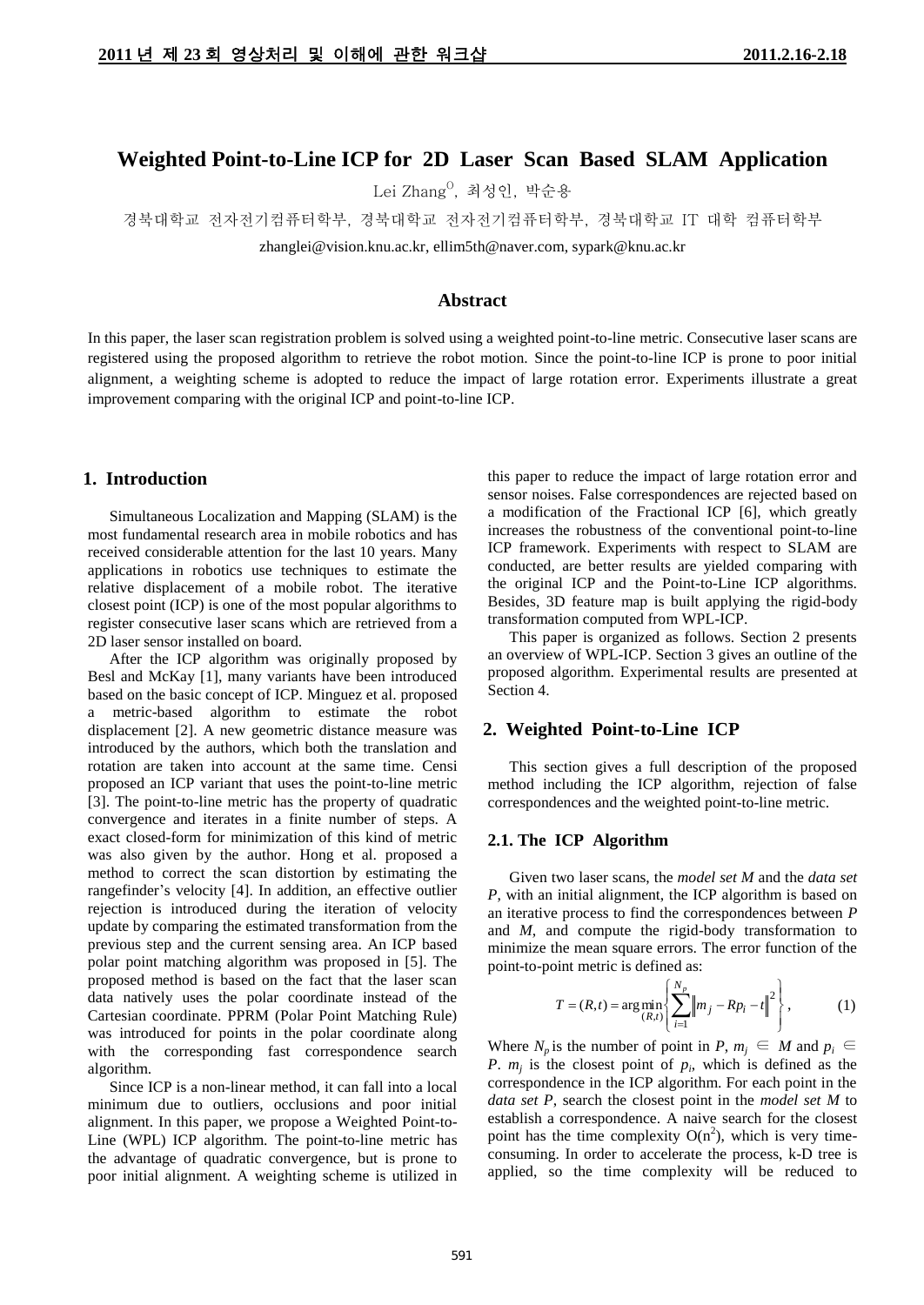# Weighted Point-to-Line ICP for 2D Laser Scan Based SLAM Application

Lei Zhang[O], 최성인, 박순용

경북대학교 전자전기컴퓨터학부, 경북대학교 전자전기컴퓨터학부, 경북대학교 IT 대학 컴퓨터학부

zhanglei@vision.knu.ac.kr, ellim5th@naver.com, sypark@knu.ac.kr

## Abstract

In this paper, the laser scan registration problem is solved using a weighted point-to-line metric. Consecutive laser scans are registered using the proposed algorithm to retrieve the robot motion. Since the point-to-line ICP is prone to poor initial alignment, a weighting scheme is adopted to reduce the impact of large rotation error. Experiments illustrate a great improvement comparing with the original ICP and point-to-line ICP.

## 1. Introduction

Simultaneous Localization and Mapping (SLAM) is the most fundamental research area in mobile robotics and has received considerable attention for the last 10 years. Many applications in robotics use techniques to estimate the relative displacement of a mobile robot. The iterative closest point (ICP) is one of the most popular algorithms to register consecutive laser scans which are retrieved from a 2D laser sensor installed on board.

After the ICP algorithm was originally proposed by Besl and McKay [1], many variants have been introduced based on the basic concept of ICP. Minguez et al. proposed a metric-based algorithm to estimate the robot displacement [2]. A new geometric distance measure was introduced by the authors, which both the translation and rotation are taken into account at the same time. Censi proposed an ICP variant that uses the point-to-line metric [3]. The point-to-line metric has the property of quadratic convergence and iterates in a finite number of steps. A exact closed-form for minimization of this kind of metric was also given by the author. Hong et al. proposed a method to correct the scan distortion by estimating the rangefinder's velocity [4]. In addition, an effective outlier rejection is introduced during the iteration of velocity update by comparing the estimated transformation from the previous step and the current sensing area. An ICP based polar point matching algorithm was proposed in [5]. The proposed method is based on the fact that the laser scan data natively uses the polar coordinate instead of the Cartesian coordinate. PPRM (Polar Point Matching Rule) was introduced for points in the polar coordinate along with the corresponding fast correspondence search algorithm.

Since ICP is a non-linear method, it can fall into a local minimum due to outliers, occlusions and poor initial alignment. In this paper, we propose a Weighted Point-to-Line (WPL) ICP algorithm. The point-to-line metric has the advantage of quadratic convergence, but is prone to poor initial alignment. A weighting scheme is utilized in this paper to reduce the impact of large rotation error and sensor noises. False correspondences are rejected based on a modification of the Fractional ICP [6], which greatly increases the robustness of the conventional point-to-line ICP framework. Experiments with respect to SLAM are conducted, are better results are yielded comparing with the original ICP and the Point-to-Line ICP algorithms. Besides, 3D feature map is built applying the rigid-body transformation computed from WPL-ICP.

This paper is organized as follows. Section 2 presents an overview of WPL-ICP. Section 3 gives an outline of the proposed algorithm. Experimental results are presented at Section 4.

## 2. Weighted Point-to-Line ICP

This section gives a full description of the proposed method including the ICP algorithm, rejection of false correspondences and the weighted point-to-line metric.

### 2.1. The ICP Algorithm

Given two laser scans, the *model set M* and the *data set P*, with an initial alignment, the ICP algorithm is based on an iterative process to find the correspondences between *P* and *M*, and compute the rigid-body transformation to minimize the mean square errors. The error function of the point-to-point metric is defined as:

$$T = (R,t) = \arg\min_{(R,t)} \left\{ \sum_{i=1}^{N_p} \left\| m_j - Rp_i - t \right\|^2 \right\}, \qquad (1)$$

Where $N_p$ is the number of point in *P*, $m_j \in M$ and $p_i \in P$. $m_j$ is the closest point of $p_i$, which is defined as the correspondence in the ICP algorithm. For each point in the *data set P*, search the closest point in the *model set M* to establish a correspondence. A naive search for the closest point has the time complexity $O(n^2)$, which is very time-consuming. In order to accelerate the process, k-D tree is applied, so the time complexity will be reduced to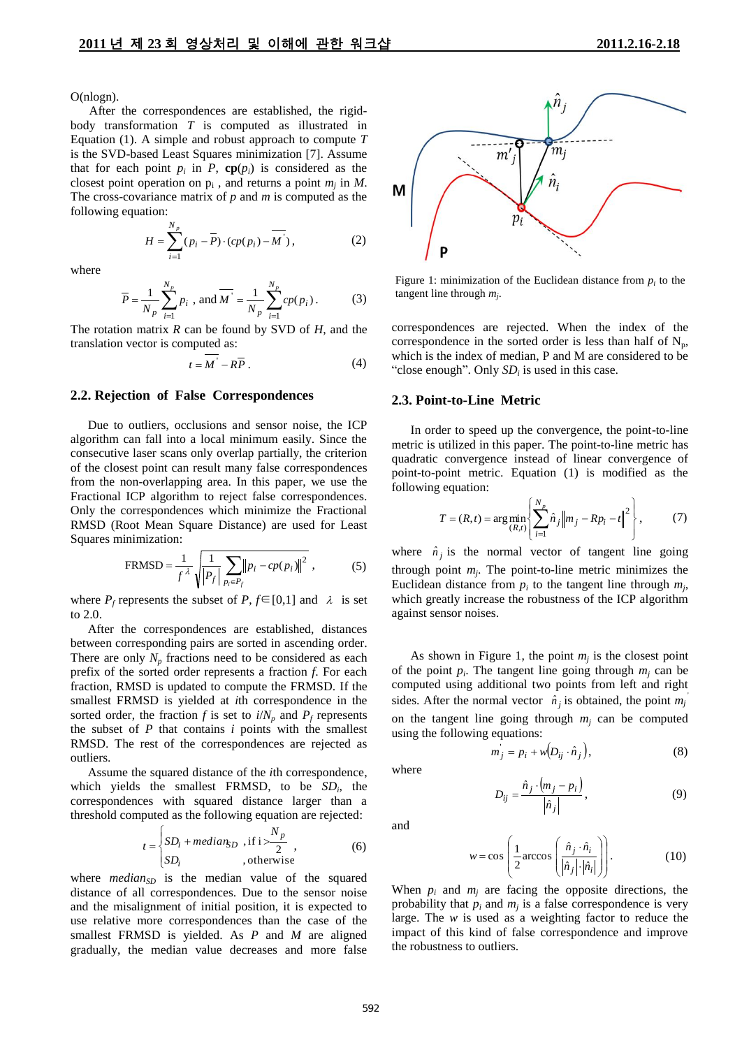O(nlogn).

After the correspondences are established, the rigid-body transformation $T$ is computed as illustrated in Equation (1). A simple and robust approach to compute $T$ is the SVD-based Least Squares minimization [7]. Assume that for each point $p_i$ in $P$, $\mathbf{cp}(p_i)$ is considered as the closest point operation on $p_i$, and returns a point $m_j$ in $M$. The cross-covariance matrix of $p$ and $m$ is computed as the following equation:

$$H = \sum_{i=1}^{N_p} (p_i - \overline{P}) \cdot (cp(p_i) - \overline{M'}), \tag{2}$$

where

$$\overline{P} = \frac{1}{N_p}\sum_{i=1}^{N_p} p_i \text{ , and } \overline{M'} = \frac{1}{N_p}\sum_{i=1}^{N_p} cp(p_i). \tag{3}$$

The rotation matrix $R$ can be found by SVD of $H$, and the translation vector is computed as:

$$t = \overline{M'} - R\overline{P}. \tag{4}$$

## 2.2. Rejection of False Correspondences

Due to outliers, occlusions and sensor noise, the ICP algorithm can fall into a local minimum easily. Since the consecutive laser scans only overlap partially, the criterion of the closest point can result many false correspondences from the non-overlapping area. In this paper, we use the Fractional ICP algorithm to reject false correspondences. Only the correspondences which minimize the Fractional RMSD (Root Mean Square Distance) are used for Least Squares minimization:

$$\text{FRMSD} = \frac{1}{f^{\lambda}}\sqrt{\frac{1}{|P_f|}\sum_{p_i \in P_f} \|p_i - cp(p_i)\|^2}, \tag{5}$$

where $P_f$ represents the subset of $P$, $f \in [0,1]$ and $\lambda$ is set to 2.0.

After the correspondences are established, distances between corresponding pairs are sorted in ascending order. There are only $N_p$ fractions need to be considered as each prefix of the sorted order represents a fraction $f$. For each fraction, RMSD is updated to compute the FRMSD. If the smallest FRMSD is yielded at $i$th correspondence in the sorted order, the fraction $f$ is set to $i/N_p$ and $P_f$ represents the subset of $P$ that contains $i$ points with the smallest RMSD. The rest of the correspondences are rejected as outliers.

Assume the squared distance of the $i$th correspondence, which yields the smallest FRMSD, to be $SD_i$, the correspondences with squared distance larger than a threshold computed as the following equation are rejected:

$$t = \begin{cases} SD_i + median_{SD} & \text{, if } i > \dfrac{N_p}{2}, \\ SD_i & \text{, otherwise} \end{cases} \tag{6}$$

where $median_{SD}$ is the median value of the squared distance of all correspondences. Due to the sensor noise and the misalignment of initial position, it is expected to use relative more correspondences than the case of the smallest FRMSD is yielded. As $P$ and $M$ are aligned gradually, the median value decreases and more false correspondences are rejected. When the index of the correspondence in the sorted order is less than half of $N_p$, which is the index of median, P and M are considered to be "close enough". Only $SD_i$ is used in this case.

Figure 1: minimization of the Euclidean distance from $p_i$ to the tangent line through $m_j$.

## 2.3. Point-to-Line Metric

In order to speed up the convergence, the point-to-line metric is utilized in this paper. The point-to-line metric has quadratic convergence instead of linear convergence of point-to-point metric. Equation (1) is modified as the following equation:

$$T = (R,t) = \arg\min_{(R,t)}\left\{\sum_{i=1}^{N_p} \hat{n}_j \|m_j - Rp_i - t\|^2\right\}, \tag{7}$$

where $\hat{n}_j$ is the normal vector of tangent line going through point $m_j$. The point-to-line metric minimizes the Euclidean distance from $p_i$ to the tangent line through $m_j$, which greatly increase the robustness of the ICP algorithm against sensor noises.

As shown in Figure 1, the point $m_j$ is the closest point of the point $p_i$. The tangent line going through $m_j$ can be computed using additional two points from left and right sides. After the normal vector $\hat{n}_j$ is obtained, the point $m_j'$ on the tangent line going through $m_j$ can be computed using the following equations:

$$m_j' = p_i + w\left(D_{ij} \cdot \hat{n}_j\right), \tag{8}$$

where

$$D_{ij} = \frac{\hat{n}_j \cdot (m_j - p_i)}{|\hat{n}_j|}, \tag{9}$$

and

$$w = \cos\left(\frac{1}{2}\arccos\left(\frac{\hat{n}_j \cdot \hat{n}_i}{|\hat{n}_j| \cdot |\hat{n}_i|}\right)\right). \tag{10}$$

When $p_i$ and $m_j$ are facing the opposite directions, the probability that $p_i$ and $m_j$ is a false correspondence is very large. The $w$ is used as a weighting factor to reduce the impact of this kind of false correspondence and improve the robustness to outliers.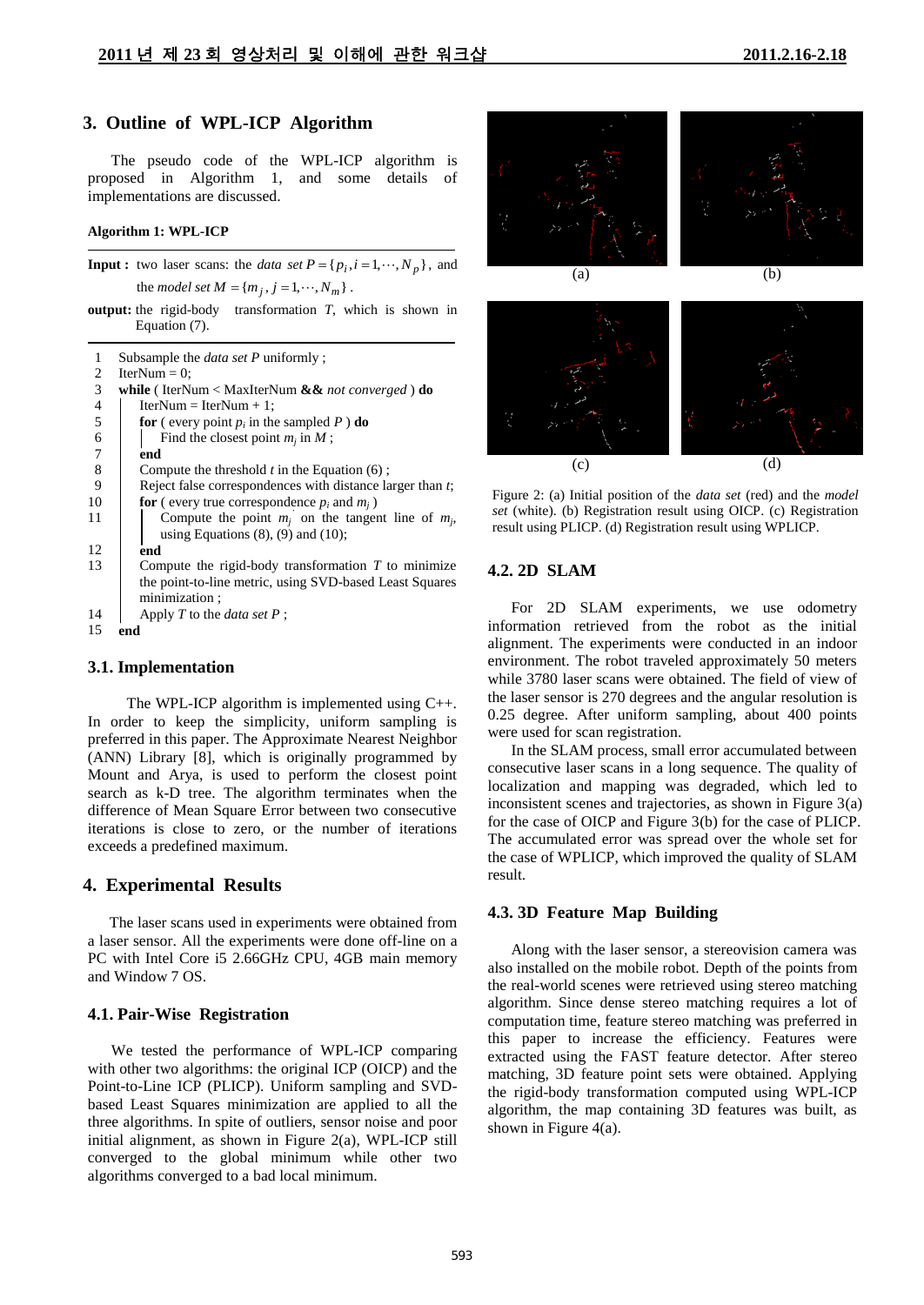## 3. Outline of WPL-ICP Algorithm

The pseudo code of the WPL-ICP algorithm is proposed in Algorithm 1, and some details of implementations are discussed.

**Algorithm 1: WPL-ICP**

**Input :** two laser scans: the *data set* $P = \{p_i, i = 1, \cdots, N_p\}$, and the *model set* $M = \{m_j, j = 1, \cdots, N_m\}$.

**output:** the rigid-body transformation $T$, which is shown in Equation (7).

```
1   Subsample the data set P uniformly ;
2   IterNum = 0;
3   while ( IterNum < MaxIterNum && not converged ) do
4       IterNum = IterNum + 1;
5       for ( every point p_i in the sampled P ) do
6           Find the closest point m_j in M ;
7       end
8       Compute the threshold t in the Equation (6) ;
9       Reject false correspondences with distance larger than t;
10      for ( every true correspondence p_i and m_j )
11          Compute the point m_j' on the tangent line of m_j,
            using Equations (8), (9) and (10);
12      end
13      Compute the rigid-body transformation T to minimize
        the point-to-line metric, using SVD-based Least Squares
        minimization ;
14      Apply T to the data set P ;
15  end
```

### 3.1. Implementation

The WPL-ICP algorithm is implemented using C++. In order to keep the simplicity, uniform sampling is preferred in this paper. The Approximate Nearest Neighbor (ANN) Library [8], which is originally programmed by Mount and Arya, is used to perform the closest point search as k-D tree. The algorithm terminates when the difference of Mean Square Error between two consecutive iterations is close to zero, or the number of iterations exceeds a predefined maximum.

## 4. Experimental Results

The laser scans used in experiments were obtained from a laser sensor. All the experiments were done off-line on a PC with Intel Core i5 2.66GHz CPU, 4GB main memory and Window 7 OS.

### 4.1. Pair-Wise Registration

We tested the performance of WPL-ICP comparing with other two algorithms: the original ICP (OICP) and the Point-to-Line ICP (PLICP). Uniform sampling and SVD-based Least Squares minimization are applied to all the three algorithms. In spite of outliers, sensor noise and poor initial alignment, as shown in Figure 2(a), WPL-ICP still converged to the global minimum while other two algorithms converged to a bad local minimum.

(a) (b) (c) (d)

Figure 2: (a) Initial position of the *data set* (red) and the *model set* (white). (b) Registration result using OICP. (c) Registration result using PLICP. (d) Registration result using WPLICP.

### 4.2. 2D SLAM

For 2D SLAM experiments, we use odometry information retrieved from the robot as the initial alignment. The experiments were conducted in an indoor environment. The robot traveled approximately 50 meters while 3780 laser scans were obtained. The field of view of the laser sensor is 270 degrees and the angular resolution is 0.25 degree. After uniform sampling, about 400 points were used for scan registration.

In the SLAM process, small error accumulated between consecutive laser scans in a long sequence. The quality of localization and mapping was degraded, which led to inconsistent scenes and trajectories, as shown in Figure 3(a) for the case of OICP and Figure 3(b) for the case of PLICP. The accumulated error was spread over the whole set for the case of WPLICP, which improved the quality of SLAM result.

### 4.3. 3D Feature Map Building

Along with the laser sensor, a stereovision camera was also installed on the mobile robot. Depth of the points from the real-world scenes were retrieved using stereo matching algorithm. Since dense stereo matching requires a lot of computation time, feature stereo matching was preferred in this paper to increase the efficiency. Features were extracted using the FAST feature detector. After stereo matching, 3D feature point sets were obtained. Applying the rigid-body transformation computed using WPL-ICP algorithm, the map containing 3D features was built, as shown in Figure 4(a).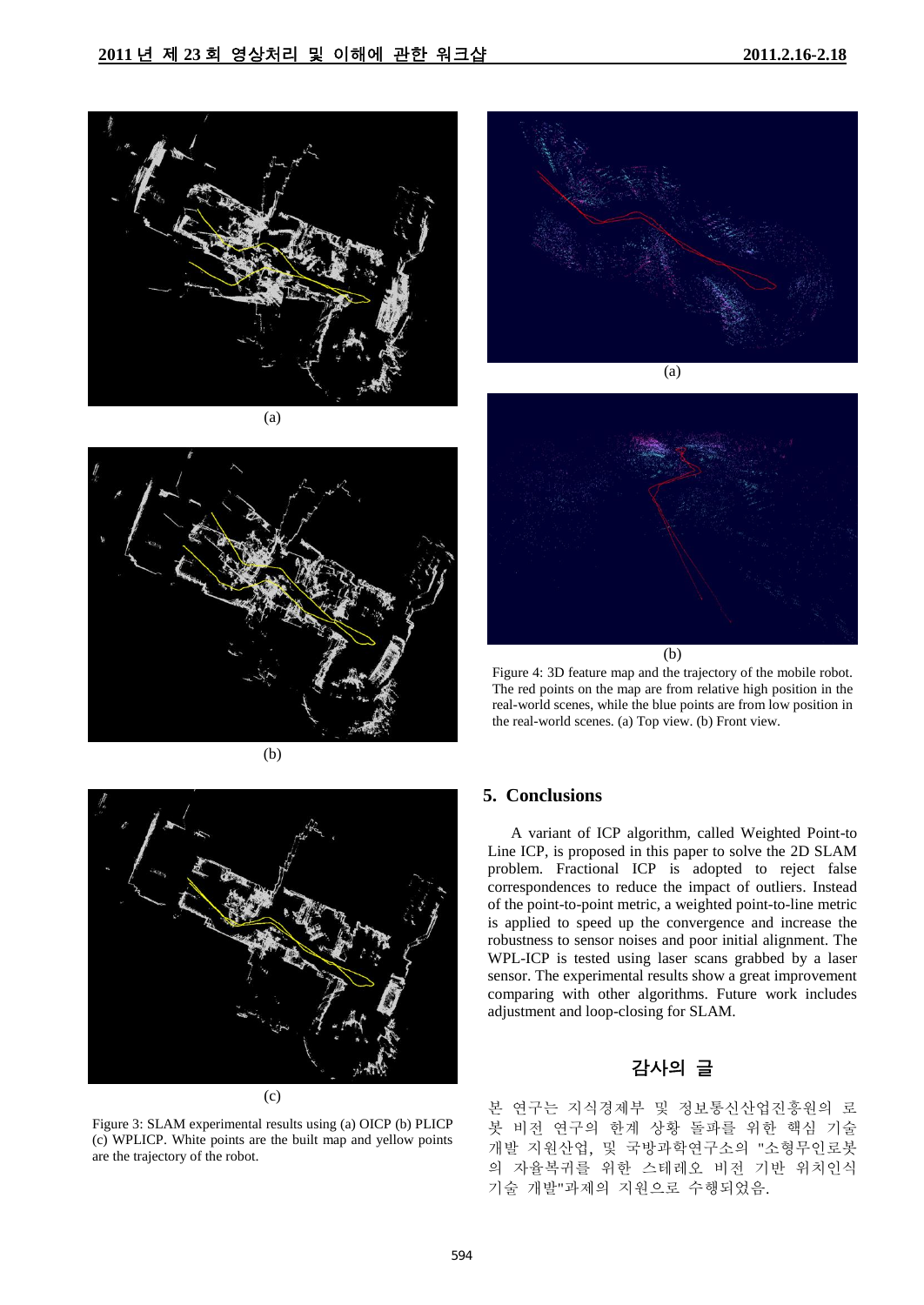(a)

(b)

(c)

Figure 3: SLAM experimental results using (a) OICP (b) PLICP (c) WPLICP. White points are the built map and yellow points are the trajectory of the robot.

(a)

(b)

Figure 4: 3D feature map and the trajectory of the mobile robot. The red points on the map are from relative high position in the real-world scenes, while the blue points are from low position in the real-world scenes. (a) Top view. (b) Front view.

## 5. Conclusions

A variant of ICP algorithm, called Weighted Point-to Line ICP, is proposed in this paper to solve the 2D SLAM problem. Fractional ICP is adopted to reject false correspondences to reduce the impact of outliers. Instead of the point-to-point metric, a weighted point-to-line metric is applied to speed up the convergence and increase the robustness to sensor noises and poor initial alignment. The WPL-ICP is tested using laser scans grabbed by a laser sensor. The experimental results show a great improvement comparing with other algorithms. Future work includes adjustment and loop-closing for SLAM.

## 감사의 글

본 연구는 지식경제부 및 정보통신산업진흥원의 로봇 비전 연구의 한계 상황 돌파를 위한 핵심 기술 개발 지원산업, 및 국방과학연구소의 "소형무인로봇의 자율복귀를 위한 스테레오 비전 기반 위치인식 기술 개발"과제의 지원으로 수행되었음.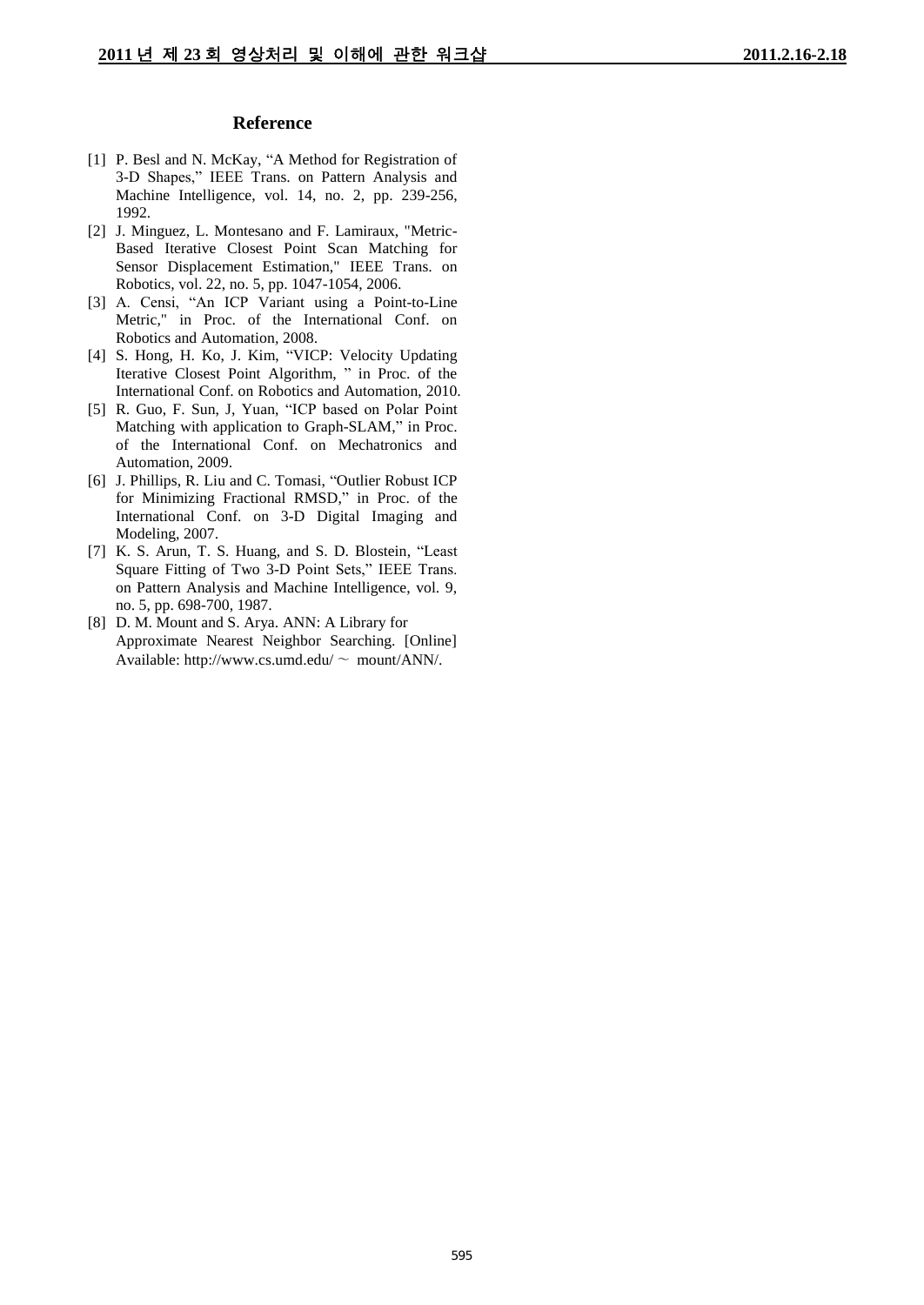## Reference

[1] P. Besl and N. McKay, "A Method for Registration of 3-D Shapes," IEEE Trans. on Pattern Analysis and Machine Intelligence, vol. 14, no. 2, pp. 239-256, 1992.

[2] J. Minguez, L. Montesano and F. Lamiraux, "Metric-Based Iterative Closest Point Scan Matching for Sensor Displacement Estimation," IEEE Trans. on Robotics, vol. 22, no. 5, pp. 1047-1054, 2006.

[3] A. Censi, "An ICP Variant using a Point-to-Line Metric," in Proc. of the International Conf. on Robotics and Automation, 2008.

[4] S. Hong, H. Ko, J. Kim, "VICP: Velocity Updating Iterative Closest Point Algorithm, " in Proc. of the International Conf. on Robotics and Automation, 2010.

[5] R. Guo, F. Sun, J, Yuan, "ICP based on Polar Point Matching with application to Graph-SLAM," in Proc. of the International Conf. on Mechatronics and Automation, 2009.

[6] J. Phillips, R. Liu and C. Tomasi, "Outlier Robust ICP for Minimizing Fractional RMSD," in Proc. of the International Conf. on 3-D Digital Imaging and Modeling, 2007.

[7] K. S. Arun, T. S. Huang, and S. D. Blostein, "Least Square Fitting of Two 3-D Point Sets," IEEE Trans. on Pattern Analysis and Machine Intelligence, vol. 9, no. 5, pp. 698-700, 1987.

[8] D. M. Mount and S. Arya. ANN: A Library for Approximate Nearest Neighbor Searching. [Online] Available: http://www.cs.umd.edu/ ~ mount/ANN/.